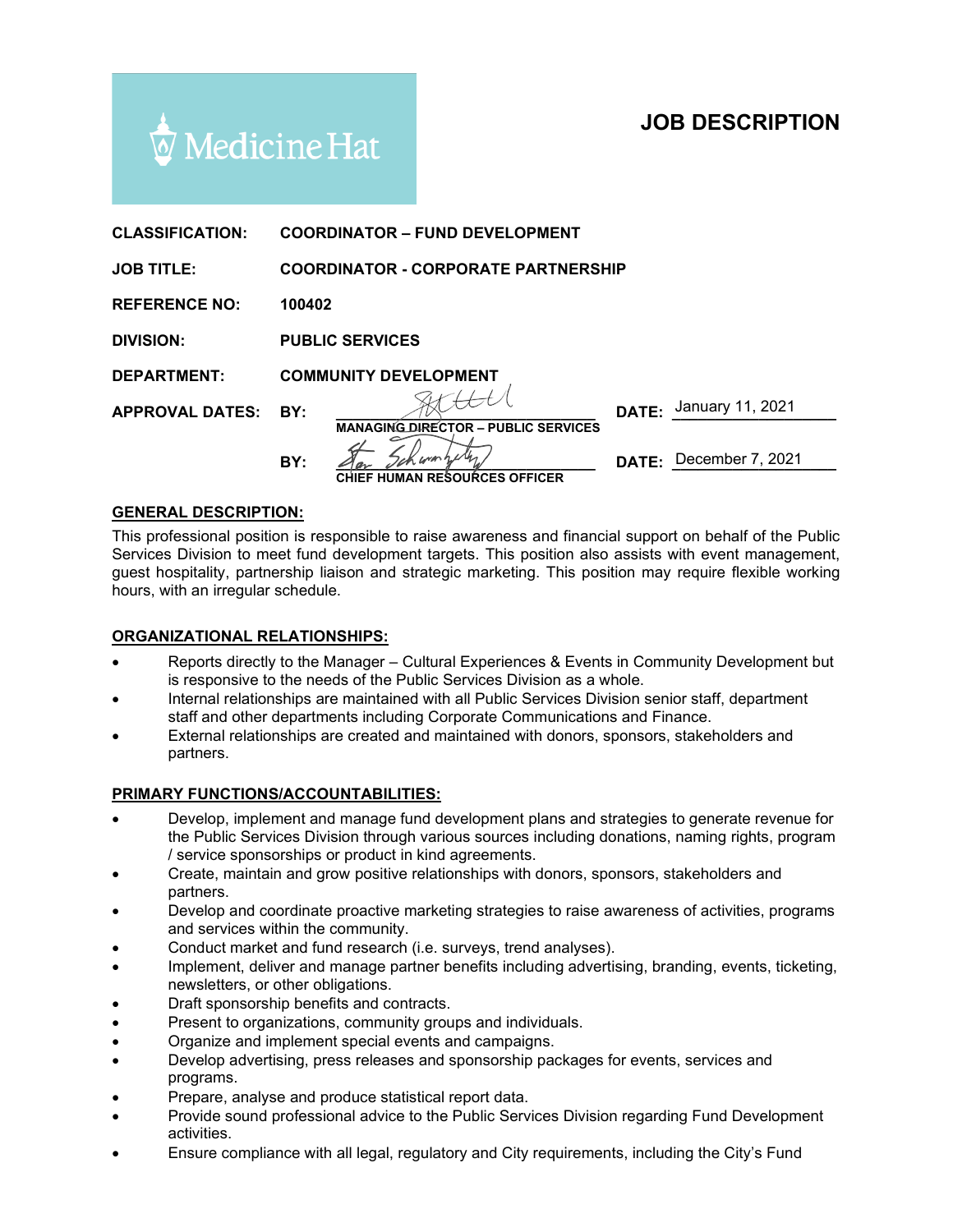Medicine Hat

# JOB DESCRIPTION

**CLASSIFICATION:** COORDINATOR – FUND DEVELOPMENT

**JOB TITLE:** COORDINATOR - CORPORATE PARTNERSHIP

**REFERENCE NO:** 100402

**DIVISION:** PUBLIC SERVICES

**DEPARTMENT:** COMMUNITY DEVELOPMENT

**APPROVAL DATES:**

**BY:** MANAGING DIRECTOR – PUBLIC SERVICES **DATE:** January 11, 2021

**BY:** CHIEF HUMAN RESOURCES OFFICER **DATE:** December 7, 2021

## GENERAL DESCRIPTION:

This professional position is responsible to raise awareness and financial support on behalf of the Public Services Division to meet fund development targets. This position also assists with event management, guest hospitality, partnership liaison and strategic marketing. This position may require flexible working hours, with an irregular schedule.

## ORGANIZATIONAL RELATIONSHIPS:

- Reports directly to the Manager – Cultural Experiences & Events in Community Development but is responsive to the needs of the Public Services Division as a whole.
- Internal relationships are maintained with all Public Services Division senior staff, department staff and other departments including Corporate Communications and Finance.
- External relationships are created and maintained with donors, sponsors, stakeholders and partners.

## PRIMARY FUNCTIONS/ACCOUNTABILITIES:

- Develop, implement and manage fund development plans and strategies to generate revenue for the Public Services Division through various sources including donations, naming rights, program / service sponsorships or product in kind agreements.
- Create, maintain and grow positive relationships with donors, sponsors, stakeholders and partners.
- Develop and coordinate proactive marketing strategies to raise awareness of activities, programs and services within the community.
- Conduct market and fund research (i.e. surveys, trend analyses).
- Implement, deliver and manage partner benefits including advertising, branding, events, ticketing, newsletters, or other obligations.
- Draft sponsorship benefits and contracts.
- Present to organizations, community groups and individuals.
- Organize and implement special events and campaigns.
- Develop advertising, press releases and sponsorship packages for events, services and programs.
- Prepare, analyse and produce statistical report data.
- Provide sound professional advice to the Public Services Division regarding Fund Development activities.
- Ensure compliance with all legal, regulatory and City requirements, including the City's Fund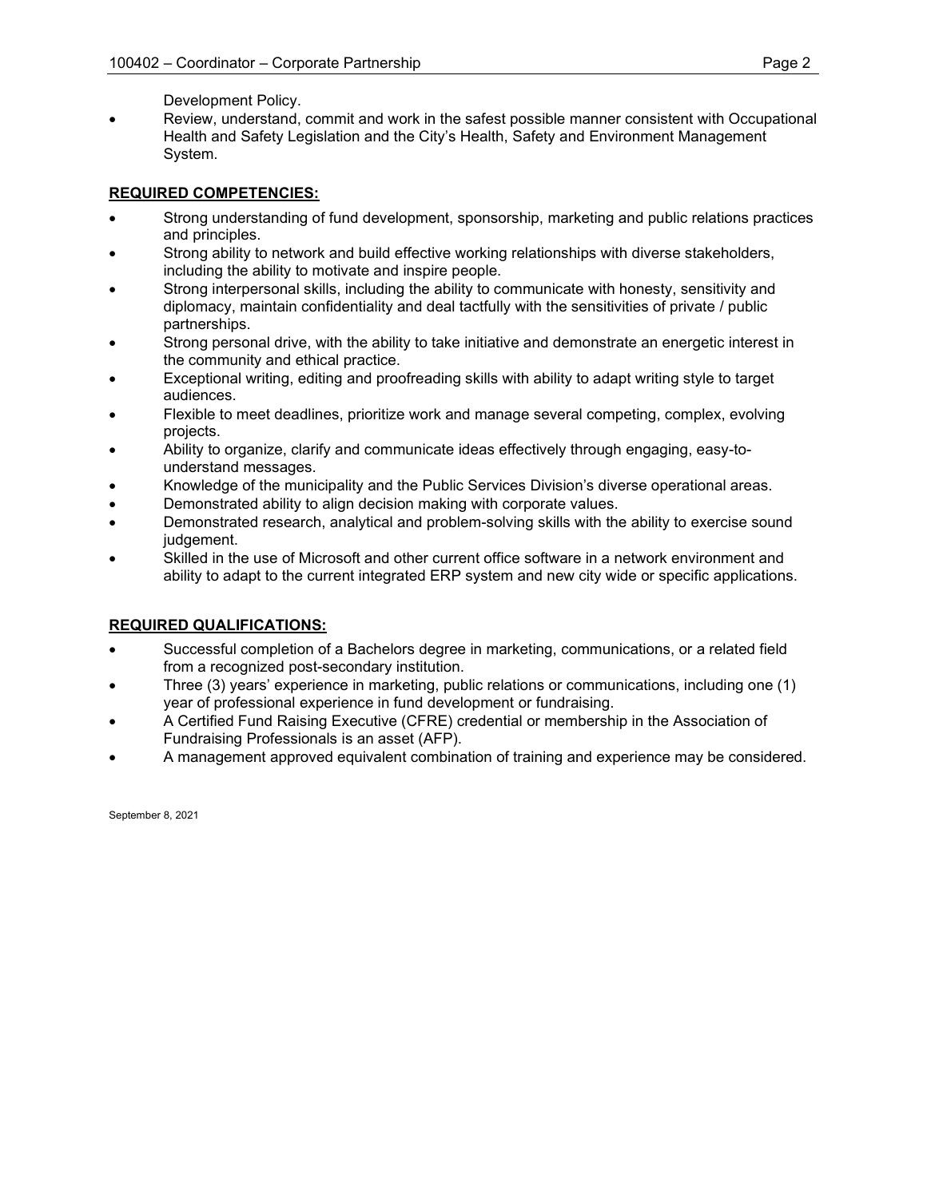Development Policy.

- Review, understand, commit and work in the safest possible manner consistent with Occupational Health and Safety Legislation and the City's Health, Safety and Environment Management System.

## REQUIRED COMPETENCIES:

- Strong understanding of fund development, sponsorship, marketing and public relations practices and principles.
- Strong ability to network and build effective working relationships with diverse stakeholders, including the ability to motivate and inspire people.
- Strong interpersonal skills, including the ability to communicate with honesty, sensitivity and diplomacy, maintain confidentiality and deal tactfully with the sensitivities of private / public partnerships.
- Strong personal drive, with the ability to take initiative and demonstrate an energetic interest in the community and ethical practice.
- Exceptional writing, editing and proofreading skills with ability to adapt writing style to target audiences.
- Flexible to meet deadlines, prioritize work and manage several competing, complex, evolving projects.
- Ability to organize, clarify and communicate ideas effectively through engaging, easy-to-understand messages.
- Knowledge of the municipality and the Public Services Division's diverse operational areas.
- Demonstrated ability to align decision making with corporate values.
- Demonstrated research, analytical and problem-solving skills with the ability to exercise sound judgement.
- Skilled in the use of Microsoft and other current office software in a network environment and ability to adapt to the current integrated ERP system and new city wide or specific applications.

## REQUIRED QUALIFICATIONS:

- Successful completion of a Bachelors degree in marketing, communications, or a related field from a recognized post-secondary institution.
- Three (3) years' experience in marketing, public relations or communications, including one (1) year of professional experience in fund development or fundraising.
- A Certified Fund Raising Executive (CFRE) credential or membership in the Association of Fundraising Professionals is an asset (AFP).
- A management approved equivalent combination of training and experience may be considered.

September 8, 2021